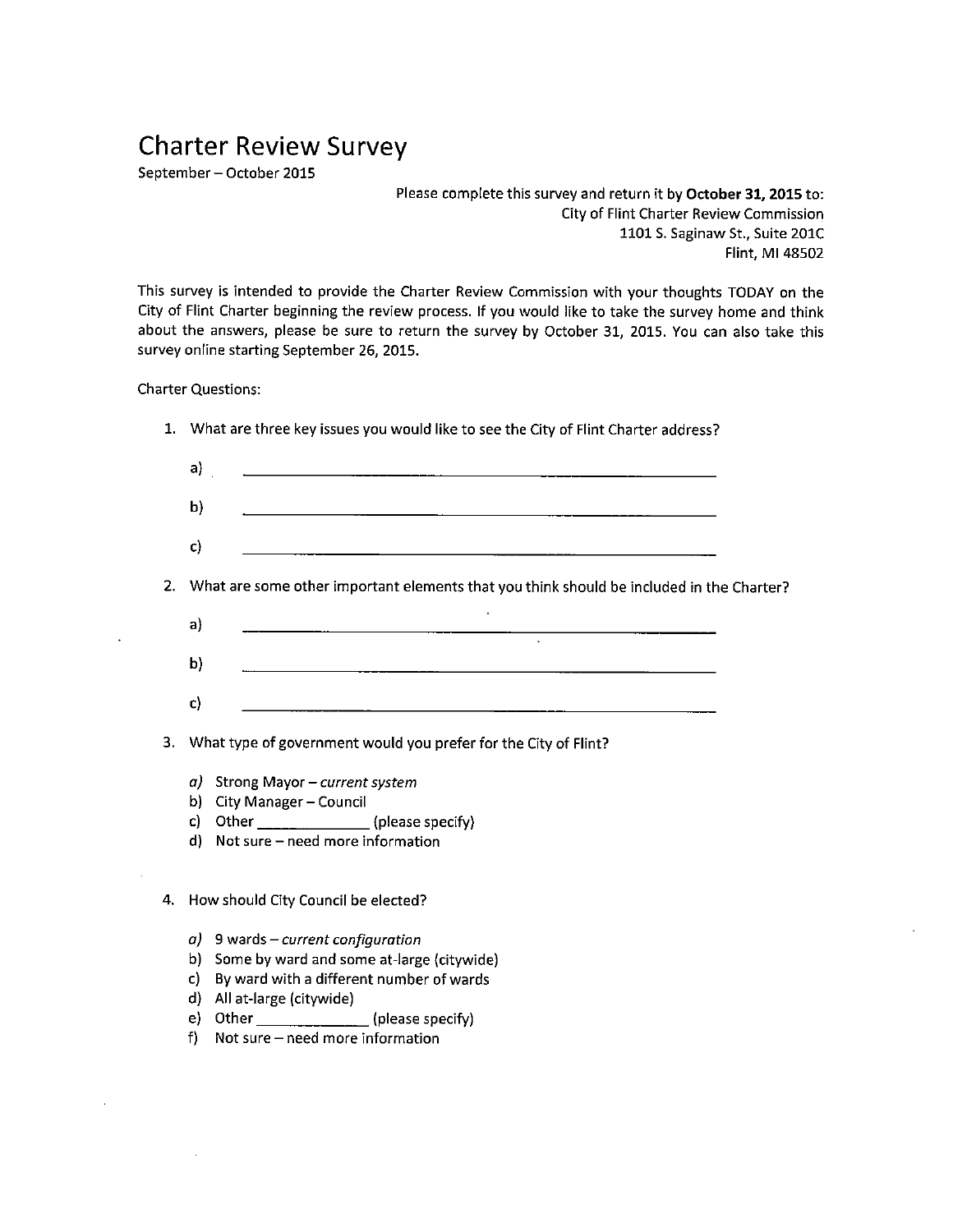# Charter Review Survey

September – October 2015

Please complete this survey and return it by **October 31, 2015** to:
City of Flint Charter Review Commission
1101 S. Saginaw St., Suite 201C
Flint, MI 48502

This survey is intended to provide the Charter Review Commission with your thoughts TODAY on the City of Flint Charter beginning the review process. If you would like to take the survey home and think about the answers, please be sure to return the survey by October 31, 2015. You can also take this survey online starting September 26, 2015.

Charter Questions:

1. What are three key issues you would like to see the City of Flint Charter address?

   a) ______________________________________________

   b) ______________________________________________

   c) ______________________________________________

2. What are some other important elements that you think should be included in the Charter?

   a) ______________________________________________

   b) ______________________________________________

   c) ______________________________________________

3. What type of government would you prefer for the City of Flint?

   a) Strong Mayor – *current system*
   b) City Manager – Council
   c) Other _____________ (please specify)
   d) Not sure – need more information

4. How should City Council be elected?

   a) 9 wards – *current configuration*
   b) Some by ward and some at-large (citywide)
   c) By ward with a different number of wards
   d) All at-large (citywide)
   e) Other _____________ (please specify)
   f) Not sure – need more information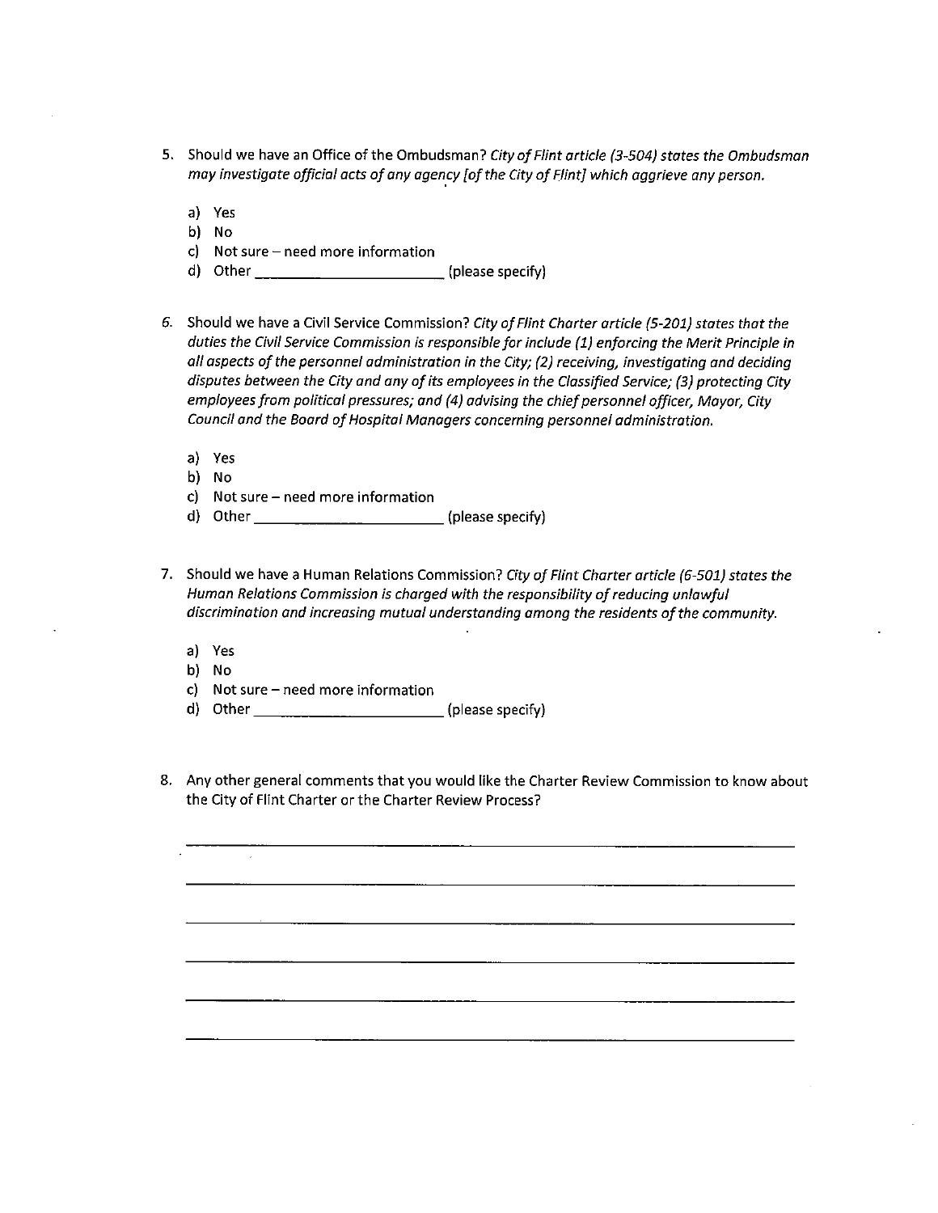5. Should we have an Office of the Ombudsman? *City of Flint article (3-504) states the Ombudsman may investigate official acts of any agency [of the City of Flint] which aggrieve any person.*

   a) Yes
   b) No
   c) Not sure – need more information
   d) Other ______________________ (please specify)

6. Should we have a Civil Service Commission? *City of Flint Charter article (5-201) states that the duties the Civil Service Commission is responsible for include (1) enforcing the Merit Principle in all aspects of the personnel administration in the City; (2) receiving, investigating and deciding disputes between the City and any of its employees in the Classified Service; (3) protecting City employees from political pressures; and (4) advising the chief personnel officer, Mayor, City Council and the Board of Hospital Managers concerning personnel administration.*

   a) Yes
   b) No
   c) Not sure – need more information
   d) Other ______________________ (please specify)

7. Should we have a Human Relations Commission? *City of Flint Charter article (6-501) states the Human Relations Commission is charged with the responsibility of reducing unlawful discrimination and increasing mutual understanding among the residents of the community.*

   a) Yes
   b) No
   c) Not sure – need more information
   d) Other ______________________ (please specify)

8. Any other general comments that you would like the Charter Review Commission to know about the City of Flint Charter or the Charter Review Process?

   ______________________________________________________________________

   ______________________________________________________________________

   ______________________________________________________________________

   ______________________________________________________________________

   ______________________________________________________________________

   ______________________________________________________________________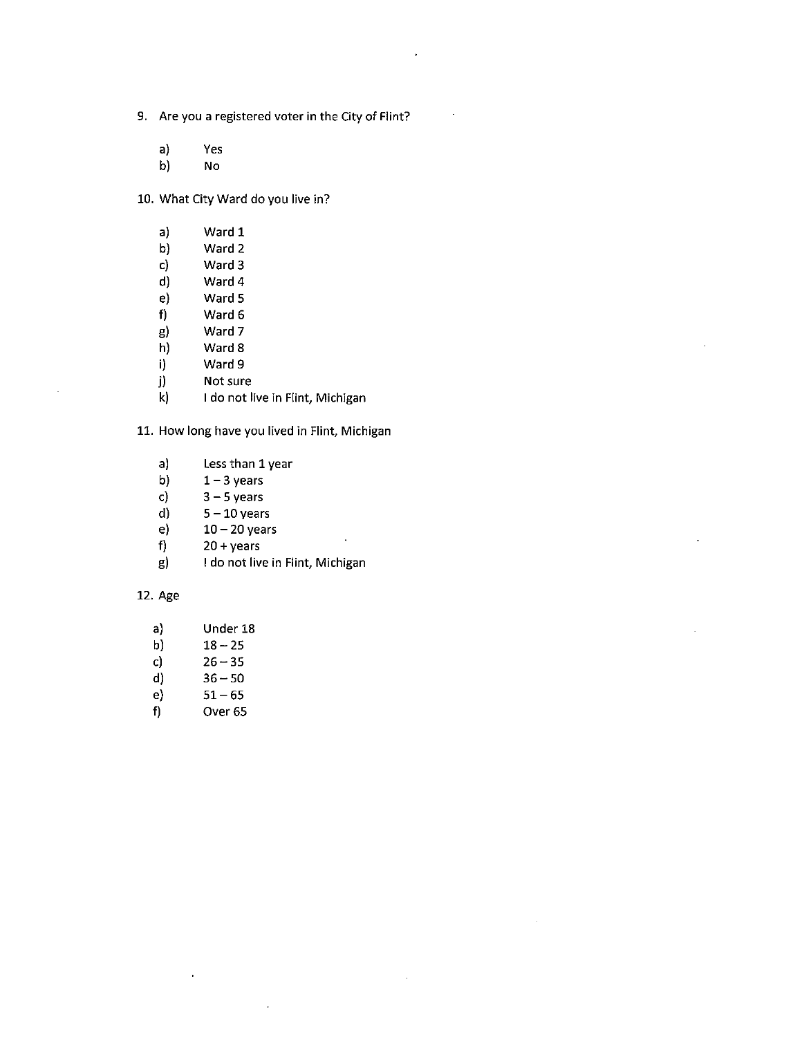9. Are you a registered voter in the City of Flint?

    a) Yes
    b) No

10. What City Ward do you live in?

    a) Ward 1
    b) Ward 2
    c) Ward 3
    d) Ward 4
    e) Ward 5
    f) Ward 6
    g) Ward 7
    h) Ward 8
    i) Ward 9
    j) Not sure
    k) I do not live in Flint, Michigan

11. How long have you lived in Flint, Michigan

    a) Less than 1 year
    b) 1 – 3 years
    c) 3 – 5 years
    d) 5 – 10 years
    e) 10 – 20 years
    f) 20 + years
    g) I do not live in Flint, Michigan

12. Age

    a) Under 18
    b) 18 – 25
    c) 26 – 35
    d) 36 – 50
    e) 51 – 65
    f) Over 65